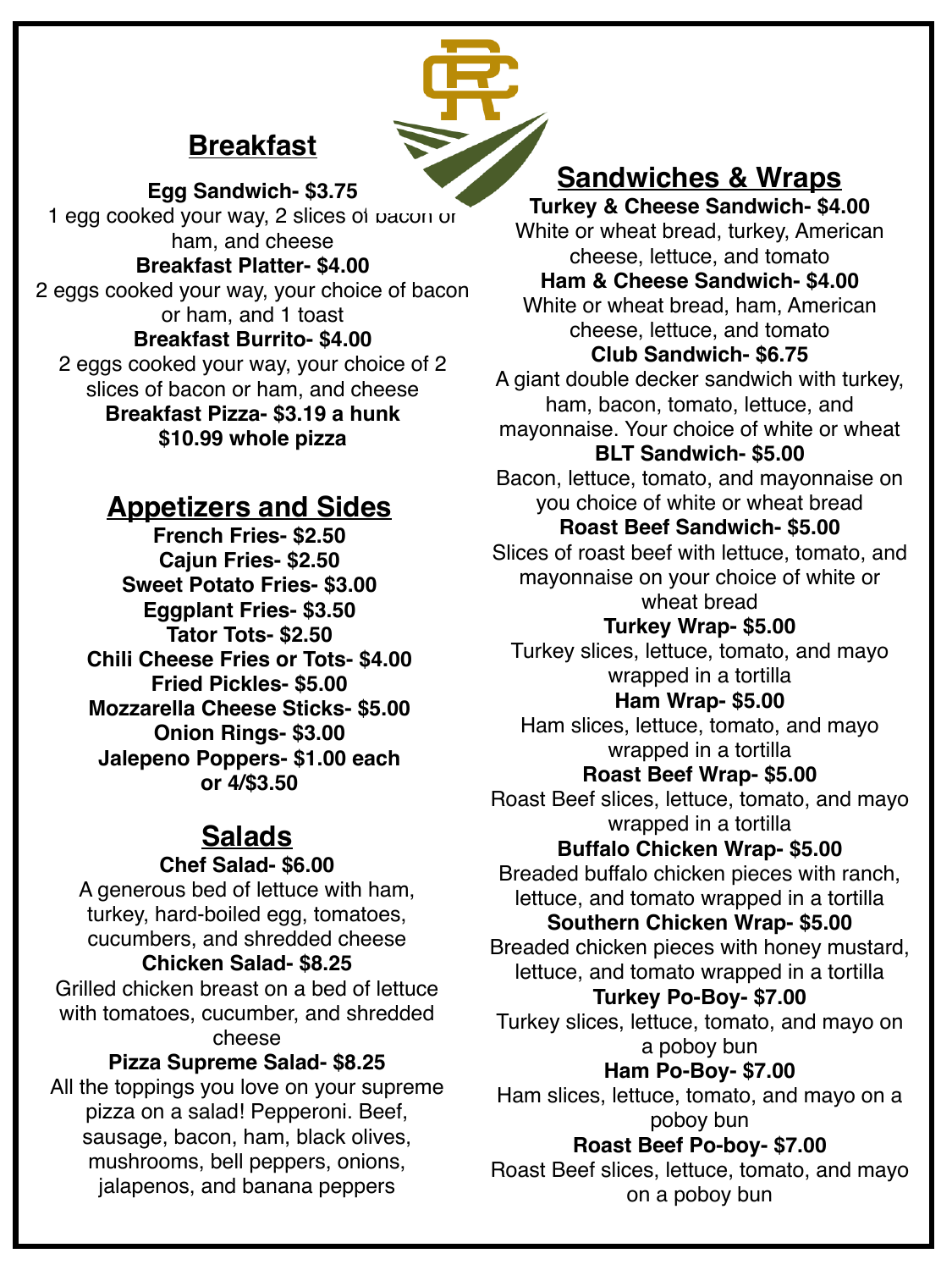## Breakfast

**Egg Sandwich- $3.75**
1 egg cooked your way, 2 slices of bacon or ham, and cheese

**Breakfast Platter- $4.00**
2 eggs cooked your way, your choice of bacon or ham, and 1 toast

**Breakfast Burrito- $4.00**
2 eggs cooked your way, your choice of 2 slices of bacon or ham, and cheese

**Breakfast Pizza- $3.19 a hunk**
**$10.99 whole pizza**

## Appetizers and Sides

**French Fries- $2.50**
**Cajun Fries- $2.50**
**Sweet Potato Fries- $3.00**
**Eggplant Fries- $3.50**
**Tator Tots- $2.50**
**Chili Cheese Fries or Tots- $4.00**
**Fried Pickles- $5.00**
**Mozzarella Cheese Sticks- $5.00**
**Onion Rings- $3.00**
**Jalepeno Poppers- $1.00 each or 4/$3.50**

## Salads

**Chef Salad- $6.00**
A generous bed of lettuce with ham, turkey, hard-boiled egg, tomatoes, cucumbers, and shredded cheese

**Chicken Salad- $8.25**
Grilled chicken breast on a bed of lettuce with tomatoes, cucumber, and shredded cheese

**Pizza Supreme Salad- $8.25**
All the toppings you love on your supreme pizza on a salad! Pepperoni. Beef, sausage, bacon, ham, black olives, mushrooms, bell peppers, onions, jalapenos, and banana peppers

## Sandwiches & Wraps

**Turkey & Cheese Sandwich- $4.00**
White or wheat bread, turkey, American cheese, lettuce, and tomato

**Ham & Cheese Sandwich- $4.00**
White or wheat bread, ham, American cheese, lettuce, and tomato

**Club Sandwich- $6.75**
A giant double decker sandwich with turkey, ham, bacon, tomato, lettuce, and mayonnaise. Your choice of white or wheat

**BLT Sandwich- $5.00**
Bacon, lettuce, tomato, and mayonnaise on you choice of white or wheat bread

**Roast Beef Sandwich- $5.00**
Slices of roast beef with lettuce, tomato, and mayonnaise on your choice of white or wheat bread

**Turkey Wrap- $5.00**
Turkey slices, lettuce, tomato, and mayo wrapped in a tortilla

**Ham Wrap- $5.00**
Ham slices, lettuce, tomato, and mayo wrapped in a tortilla

**Roast Beef Wrap- $5.00**
Roast Beef slices, lettuce, tomato, and mayo wrapped in a tortilla

**Buffalo Chicken Wrap- $5.00**
Breaded buffalo chicken pieces with ranch, lettuce, and tomato wrapped in a tortilla

**Southern Chicken Wrap- $5.00**
Breaded chicken pieces with honey mustard, lettuce, and tomato wrapped in a tortilla

**Turkey Po-Boy- $7.00**
Turkey slices, lettuce, tomato, and mayo on a poboy bun

**Ham Po-Boy- $7.00**
Ham slices, lettuce, tomato, and mayo on a poboy bun

**Roast Beef Po-boy- $7.00**
Roast Beef slices, lettuce, tomato, and mayo on a poboy bun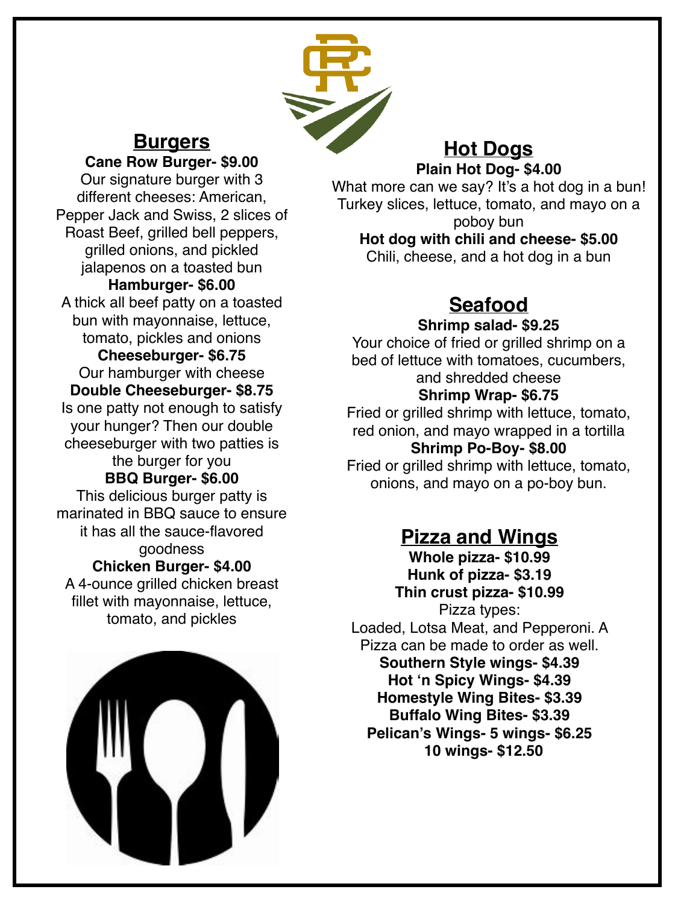## Burgers

**Cane Row Burger- $9.00**

Our signature burger with 3 different cheeses: American, Pepper Jack and Swiss, 2 slices of Roast Beef, grilled bell peppers, grilled onions, and pickled jalapenos on a toasted bun

**Hamburger- $6.00**

A thick all beef patty on a toasted bun with mayonnaise, lettuce, tomato, pickles and onions

**Cheeseburger- $6.75**

Our hamburger with cheese

**Double Cheeseburger- $8.75**

Is one patty not enough to satisfy your hunger? Then our double cheeseburger with two patties is the burger for you

**BBQ Burger- $6.00**

This delicious burger patty is marinated in BBQ sauce to ensure it has all the sauce-flavored goodness

**Chicken Burger- $4.00**

A 4-ounce grilled chicken breast fillet with mayonnaise, lettuce, tomato, and pickles

## Hot Dogs

**Plain Hot Dog- $4.00**

What more can we say? It's a hot dog in a bun! Turkey slices, lettuce, tomato, and mayo on a poboy bun

**Hot dog with chili and cheese- $5.00**

Chili, cheese, and a hot dog in a bun

## Seafood

**Shrimp salad- $9.25**

Your choice of fried or grilled shrimp on a bed of lettuce with tomatoes, cucumbers, and shredded cheese

**Shrimp Wrap- $6.75**

Fried or grilled shrimp with lettuce, tomato, red onion, and mayo wrapped in a tortilla

**Shrimp Po-Boy- $8.00**

Fried or grilled shrimp with lettuce, tomato, onions, and mayo on a po-boy bun.

## Pizza and Wings

**Whole pizza- $10.99**

**Hunk of pizza- $3.19**

**Thin crust pizza- $10.99**

Pizza types:
Loaded, Lotsa Meat, and Pepperoni. A Pizza can be made to order as well.

**Southern Style wings- $4.39**

**Hot 'n Spicy Wings- $4.39**

**Homestyle Wing Bites- $3.39**

**Buffalo Wing Bites- $3.39**

**Pelican's Wings- 5 wings- $6.25**

**10 wings- $12.50**